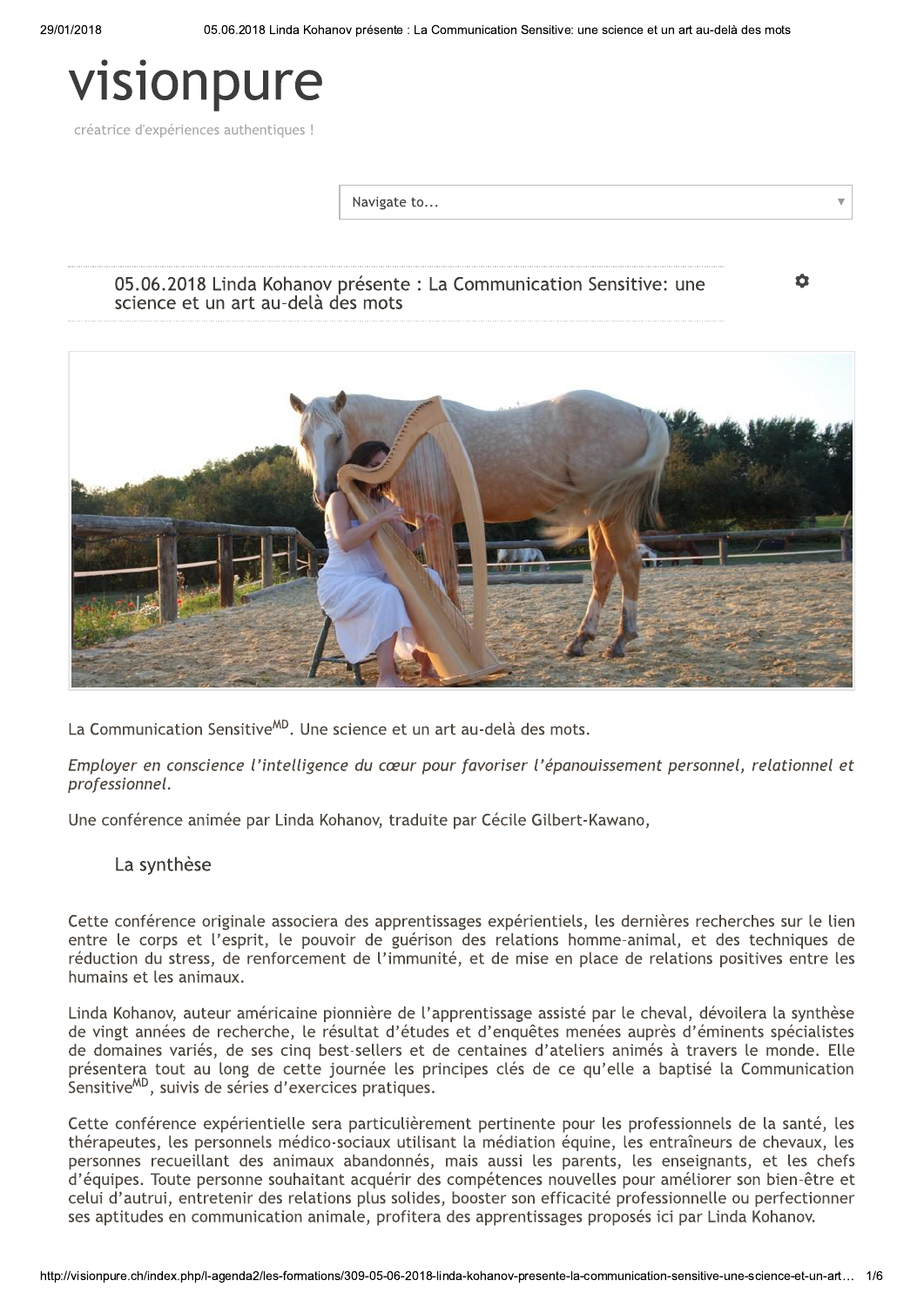# visionpure

créatrice d'expériences authentiques !

Navigate to...

## 05.06.2018 Linda Kohanov présente : La Communication Sensitive: une science et un art au-delà des mots

La Communication Sensitive[MD]. Une science et un art au-delà des mots.

*Employer en conscience l'intelligence du cœur pour favoriser l'épanouissement personnel, relationnel et professionnel.*

Une conférence animée par Linda Kohanov, traduite par Cécile Gilbert-Kawano,

### La synthèse

Cette conférence originale associera des apprentissages expérientiels, les dernières recherches sur le lien entre le corps et l'esprit, le pouvoir de guérison des relations homme-animal, et des techniques de réduction du stress, de renforcement de l'immunité, et de mise en place de relations positives entre les humains et les animaux.

Linda Kohanov, auteur américaine pionnière de l'apprentissage assisté par le cheval, dévoilera la synthèse de vingt années de recherche, le résultat d'études et d'enquêtes menées auprès d'éminents spécialistes de domaines variés, de ses cinq best-sellers et de centaines d'ateliers animés à travers le monde. Elle présentera tout au long de cette journée les principes clés de ce qu'elle a baptisé la Communication Sensitive[MD], suivis de séries d'exercices pratiques.

Cette conférence expérientielle sera particulièrement pertinente pour les professionnels de la santé, les thérapeutes, les personnels médico-sociaux utilisant la médiation équine, les entraîneurs de chevaux, les personnes recueillant des animaux abandonnés, mais aussi les parents, les enseignants, et les chefs d'équipes. Toute personne souhaitant acquérir des compétences nouvelles pour améliorer son bien-être et celui d'autrui, entretenir des relations plus solides, booster son efficacité professionnelle ou perfectionner ses aptitudes en communication animale, profitera des apprentissages proposés ici par Linda Kohanov.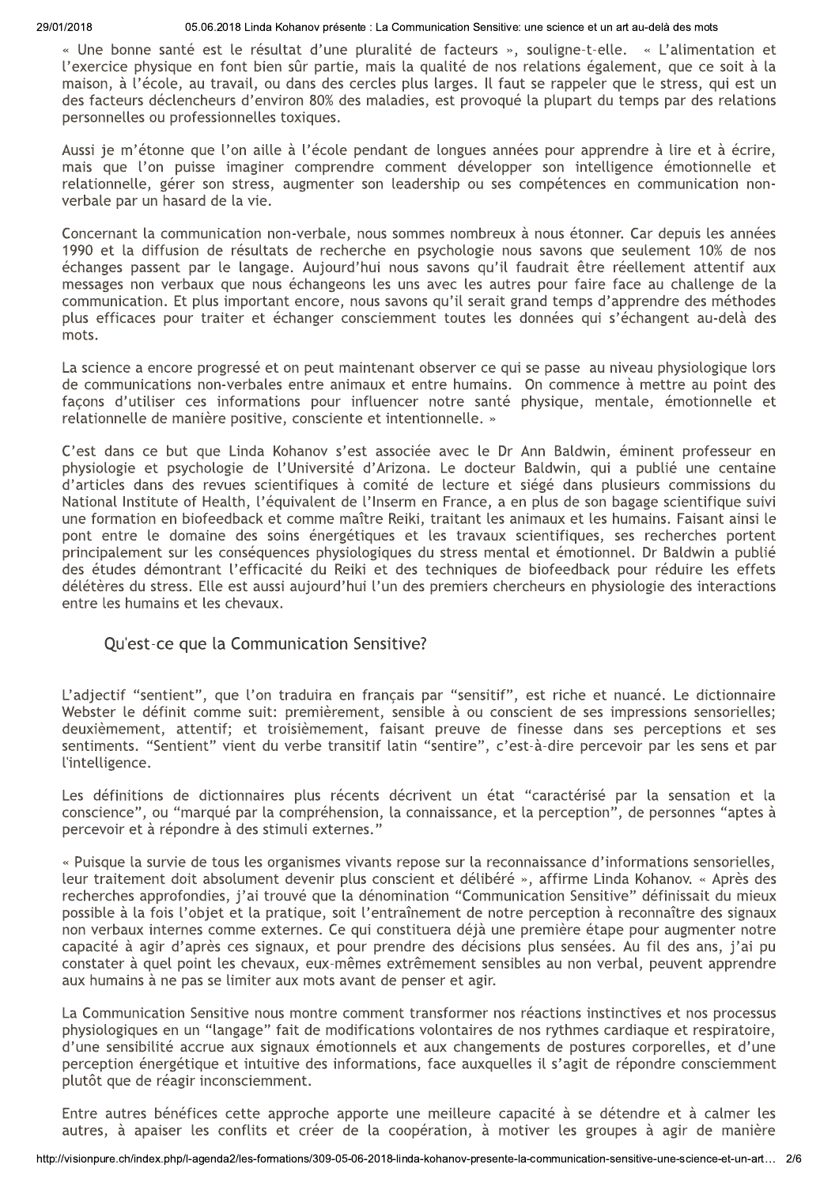« Une bonne santé est le résultat d'une pluralité de facteurs », souligne-t-elle. « L'alimentation et l'exercice physique en font bien sûr partie, mais la qualité de nos relations également, que ce soit à la maison, à l'école, au travail, ou dans des cercles plus larges. Il faut se rappeler que le stress, qui est un des facteurs déclencheurs d'environ 80% des maladies, est provoqué la plupart du temps par des relations personnelles ou professionnelles toxiques.

Aussi je m'étonne que l'on aille à l'école pendant de longues années pour apprendre à lire et à écrire, mais que l'on puisse imaginer comprendre comment développer son intelligence émotionnelle et relationnelle, gérer son stress, augmenter son leadership ou ses compétences en communication non-verbale par un hasard de la vie.

Concernant la communication non-verbale, nous sommes nombreux à nous étonner. Car depuis les années 1990 et la diffusion de résultats de recherche en psychologie nous savons que seulement 10% de nos échanges passent par le langage. Aujourd'hui nous savons qu'il faudrait être réellement attentif aux messages non verbaux que nous échangeons les uns avec les autres pour faire face au challenge de la communication. Et plus important encore, nous savons qu'il serait grand temps d'apprendre des méthodes plus efficaces pour traiter et échanger consciemment toutes les données qui s'échangent au-delà des mots.

La science a encore progressé et on peut maintenant observer ce qui se passe au niveau physiologique lors de communications non-verbales entre animaux et entre humains. On commence à mettre au point des façons d'utiliser ces informations pour influencer notre santé physique, mentale, émotionnelle et relationnelle de manière positive, consciente et intentionnelle. »

C'est dans ce but que Linda Kohanov s'est associée avec le Dr Ann Baldwin, éminent professeur en physiologie et psychologie de l'Université d'Arizona. Le docteur Baldwin, qui a publié une centaine d'articles dans des revues scientifiques à comité de lecture et siégé dans plusieurs commissions du National Institute of Health, l'équivalent de l'Inserm en France, a en plus de son bagage scientifique suivi une formation en biofeedback et comme maître Reiki, traitant les animaux et les humains. Faisant ainsi le pont entre le domaine des soins énergétiques et les travaux scientifiques, ses recherches portent principalement sur les conséquences physiologiques du stress mental et émotionnel. Dr Baldwin a publié des études démontrant l'efficacité du Reiki et des techniques de biofeedback pour réduire les effets délétères du stress. Elle est aussi aujourd'hui l'un des premiers chercheurs en physiologie des interactions entre les humains et les chevaux.

## Qu'est-ce que la Communication Sensitive?

L'adjectif "sentient", que l'on traduira en français par "sensitif", est riche et nuancé. Le dictionnaire Webster le définit comme suit: premièrement, sensible à ou conscient de ses impressions sensorielles; deuxièmement, attentif; et troisièmement, faisant preuve de finesse dans ses perceptions et ses sentiments. "Sentient" vient du verbe transitif latin "sentire", c'est-à-dire percevoir par les sens et par l'intelligence.

Les définitions de dictionnaires plus récents décrivent un état "caractérisé par la sensation et la conscience", ou "marqué par la compréhension, la connaissance, et la perception", de personnes "aptes à percevoir et à répondre à des stimuli externes."

« Puisque la survie de tous les organismes vivants repose sur la reconnaissance d'informations sensorielles, leur traitement doit absolument devenir plus conscient et délibéré », affirme Linda Kohanov. « Après des recherches approfondies, j'ai trouvé que la dénomination "Communication Sensitive" définissait du mieux possible à la fois l'objet et la pratique, soit l'entraînement de notre perception à reconnaître des signaux non verbaux internes comme externes. Ce qui constituera déjà une première étape pour augmenter notre capacité à agir d'après ces signaux, et pour prendre des décisions plus sensées. Au fil des ans, j'ai pu constater à quel point les chevaux, eux-mêmes extrêmement sensibles au non verbal, peuvent apprendre aux humains à ne pas se limiter aux mots avant de penser et agir.

La Communication Sensitive nous montre comment transformer nos réactions instinctives et nos processus physiologiques en un "langage" fait de modifications volontaires de nos rythmes cardiaque et respiratoire, d'une sensibilité accrue aux signaux émotionnels et aux changements de postures corporelles, et d'une perception énergétique et intuitive des informations, face auxquelles il s'agit de répondre consciemment plutôt que de réagir inconsciemment.

Entre autres bénéfices cette approche apporte une meilleure capacité à se détendre et à calmer les autres, à apaiser les conflits et créer de la coopération, à motiver les groupes à agir de manière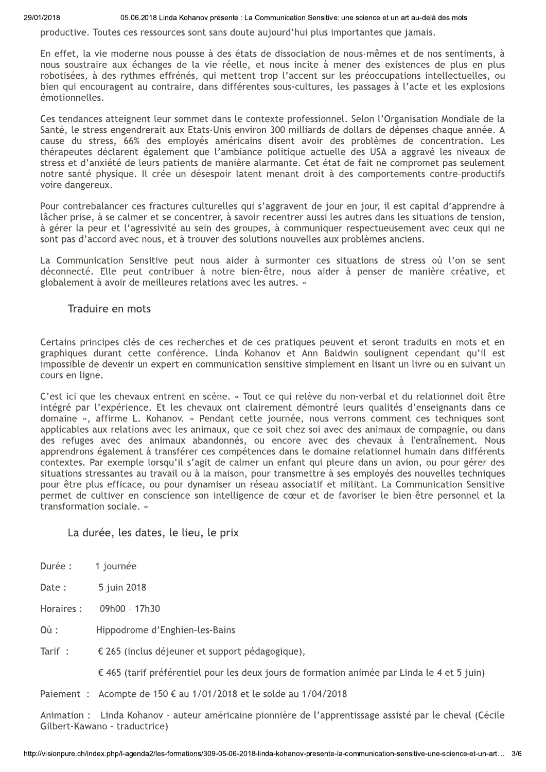productive. Toutes ces ressources sont sans doute aujourd'hui plus importantes que jamais.

En effet, la vie moderne nous pousse à des états de dissociation de nous-mêmes et de nos sentiments, à nous soustraire aux échanges de la vie réelle, et nous incite à mener des existences de plus en plus robotisées, à des rythmes effrénés, qui mettent trop l'accent sur les préoccupations intellectuelles, ou bien qui encouragent au contraire, dans différentes sous-cultures, les passages à l'acte et les explosions émotionnelles.

Ces tendances atteignent leur sommet dans le contexte professionnel. Selon l'Organisation Mondiale de la Santé, le stress engendrerait aux Etats-Unis environ 300 milliards de dollars de dépenses chaque année. A cause du stress, 66% des employés américains disent avoir des problèmes de concentration. Les thérapeutes déclarent également que l'ambiance politique actuelle des USA a aggravé les niveaux de stress et d'anxiété de leurs patients de manière alarmante. Cet état de fait ne compromet pas seulement notre santé physique. Il crée un désespoir latent menant droit à des comportements contre-productifs voire dangereux.

Pour contrebalancer ces fractures culturelles qui s'aggravent de jour en jour, il est capital d'apprendre à lâcher prise, à se calmer et se concentrer, à savoir recentrer aussi les autres dans les situations de tension, à gérer la peur et l'agressivité au sein des groupes, à communiquer respectueusement avec ceux qui ne sont pas d'accord avec nous, et à trouver des solutions nouvelles aux problèmes anciens.

La Communication Sensitive peut nous aider à surmonter ces situations de stress où l'on se sent déconnecté. Elle peut contribuer à notre bien-être, nous aider à penser de manière créative, et globalement à avoir de meilleures relations avec les autres. »

## Traduire en mots

Certains principes clés de ces recherches et de ces pratiques peuvent et seront traduits en mots et en graphiques durant cette conférence. Linda Kohanov et Ann Baldwin soulignent cependant qu'il est impossible de devenir un expert en communication sensitive simplement en lisant un livre ou en suivant un cours en ligne.

C'est ici que les chevaux entrent en scène. « Tout ce qui relève du non-verbal et du relationnel doit être intégré par l'expérience. Et les chevaux ont clairement démontré leurs qualités d'enseignants dans ce domaine », affirme L. Kohanov. « Pendant cette journée, nous verrons comment ces techniques sont applicables aux relations avec les animaux, que ce soit chez soi avec des animaux de compagnie, ou dans des refuges avec des animaux abandonnés, ou encore avec des chevaux à l'entraînement. Nous apprendrons également à transférer ces compétences dans le domaine relationnel humain dans différents contextes. Par exemple lorsqu'il s'agit de calmer un enfant qui pleure dans un avion, ou pour gérer des situations stressantes au travail ou à la maison, pour transmettre à ses employés des nouvelles techniques pour être plus efficace, ou pour dynamiser un réseau associatif et militant. La Communication Sensitive permet de cultiver en conscience son intelligence de cœur et de favoriser le bien-être personnel et la transformation sociale. »

## La durée, les dates, le lieu, le prix

Durée : 1 journée

Date : 5 juin 2018

Horaires : 09h00 - 17h30

Où : Hippodrome d'Enghien-les-Bains

Tarif : € 265 (inclus déjeuner et support pédagogique),

€ 465 (tarif préférentiel pour les deux jours de formation animée par Linda le 4 et 5 juin)

Paiement : Acompte de 150 € au 1/01/2018 et le solde au 1/04/2018

Animation : Linda Kohanov - auteur américaine pionnière de l'apprentissage assisté par le cheval (Cécile Gilbert-Kawano - traductrice)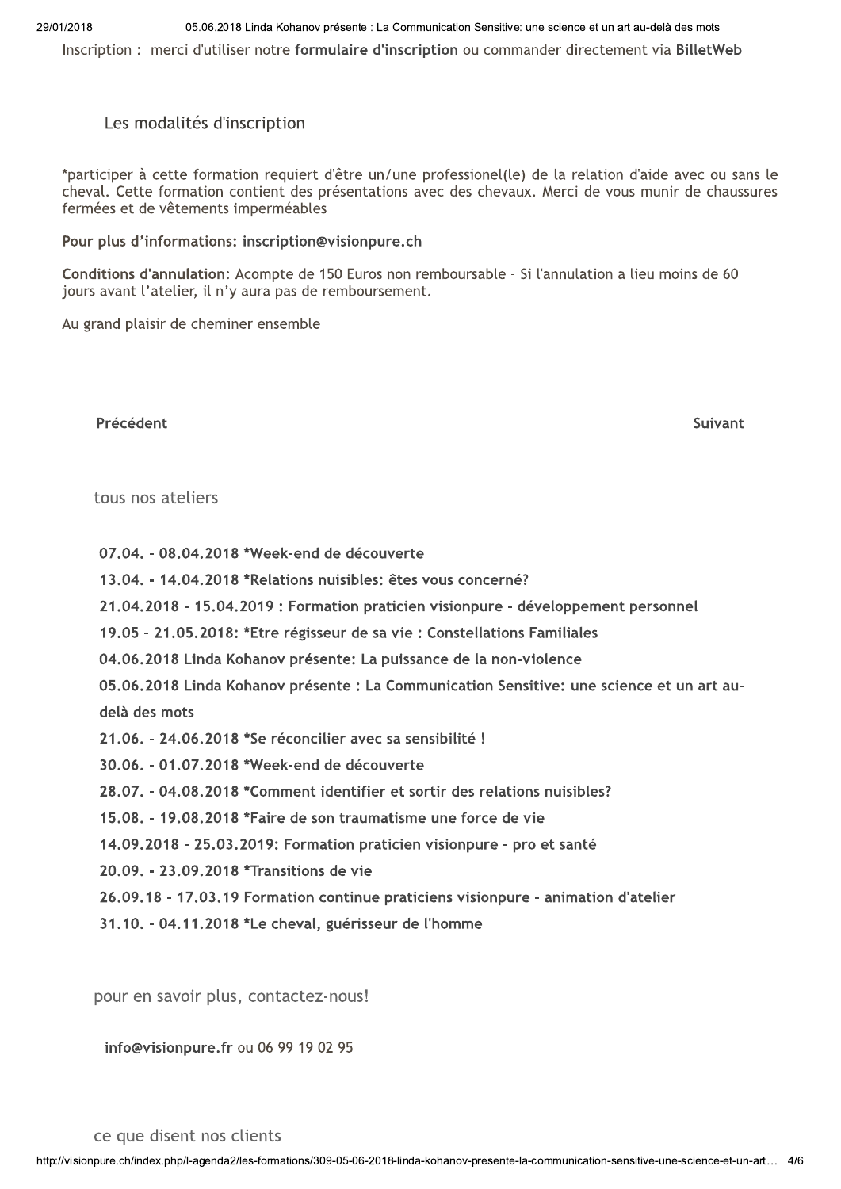Inscription : merci d'utiliser notre **formulaire d'inscription** ou commander directement via **BilletWeb**

## Les modalités d'inscription

*participer à cette formation requiert d'être un/une professionel(le) de la relation d'aide avec ou sans le cheval. Cette formation contient des présentations avec des chevaux. Merci de vous munir de chaussures fermées et de vêtements imperméables

**Pour plus d'informations: inscription@visionpure.ch**

**Conditions d'annulation**: Acompte de 150 Euros non remboursable - Si l'annulation a lieu moins de 60 jours avant l'atelier, il n'y aura pas de remboursement.

Au grand plaisir de cheminer ensemble

**Précédent** **Suivant**

## tous nos ateliers

- **07.04. - 08.04.2018 *Week-end de découverte**
- **13.04. - 14.04.2018 *Relations nuisibles: êtes vous concerné?**
- **21.04.2018 - 15.04.2019 : Formation praticien visionpure - développement personnel**
- **19.05 - 21.05.2018: *Etre régisseur de sa vie : Constellations Familiales**
- **04.06.2018 Linda Kohanov présente: La puissance de la non-violence**
- **05.06.2018 Linda Kohanov présente : La Communication Sensitive: une science et un art au-delà des mots**
- **21.06. - 24.06.2018 *Se réconcilier avec sa sensibilité !**
- **30.06. - 01.07.2018 *Week-end de découverte**
- **28.07. - 04.08.2018 *Comment identifier et sortir des relations nuisibles?**
- **15.08. - 19.08.2018 *Faire de son traumatisme une force de vie**
- **14.09.2018 - 25.03.2019: Formation praticien visionpure - pro et santé**
- **20.09. - 23.09.2018 *Transitions de vie**
- **26.09.18 - 17.03.19 Formation continue praticiens visionpure - animation d'atelier**
- **31.10. - 04.11.2018 *Le cheval, guérisseur de l'homme**

## pour en savoir plus, contactez-nous!

**info@visionpure.fr** ou 06 99 19 02 95

## ce que disent nos clients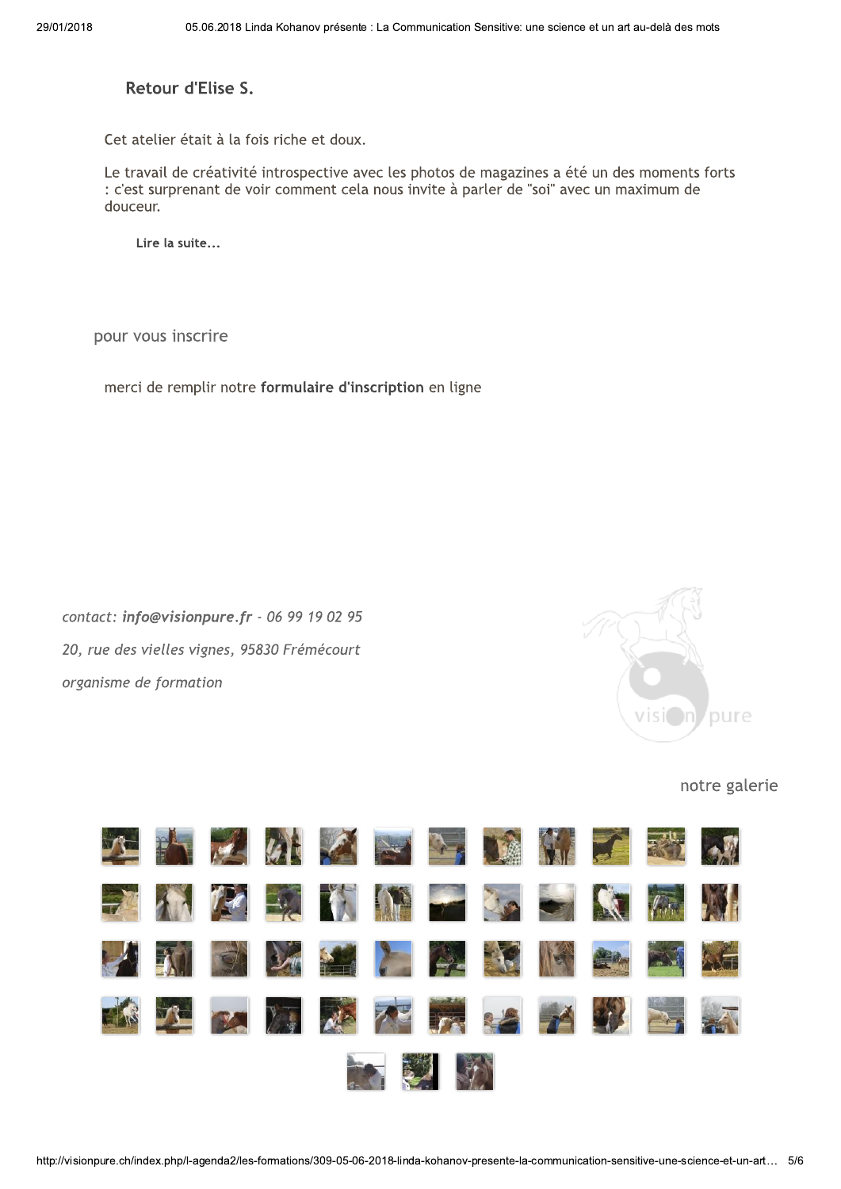### Retour d'Elise S.

Cet atelier était à la fois riche et doux.

Le travail de créativité introspective avec les photos de magazines a été un des moments forts : c'est surprenant de voir comment cela nous invite à parler de "soi" avec un maximum de douceur.

Lire la suite...

## pour vous inscrire

merci de remplir notre **formulaire d'inscription** en ligne

*contact: **info@visionpure.fr** - 06 99 19 02 95*

*20, rue des vielles vignes, 95830 Frémécourt*

*organisme de formation*

notre galerie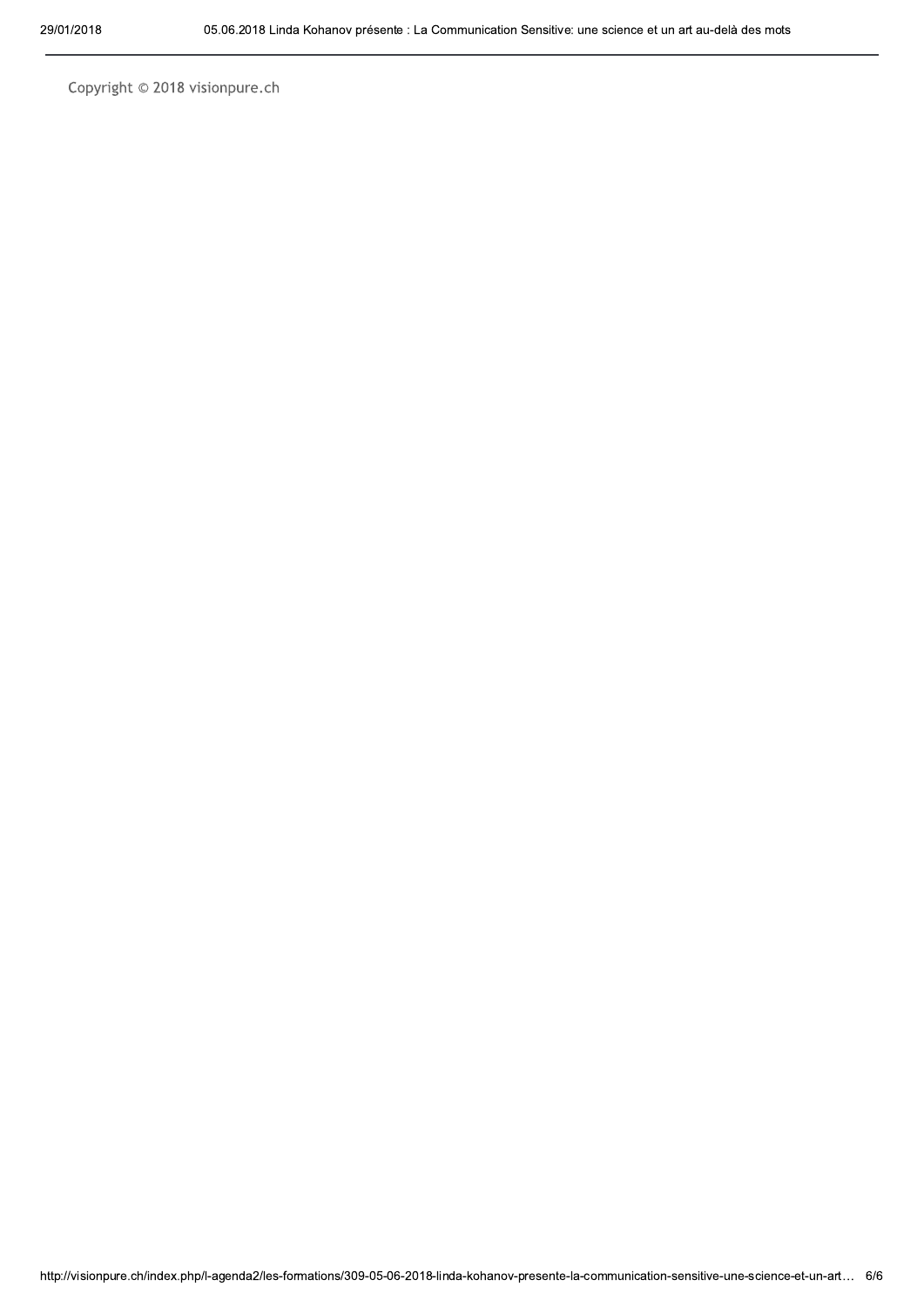Copyright © 2018 visionpure.ch